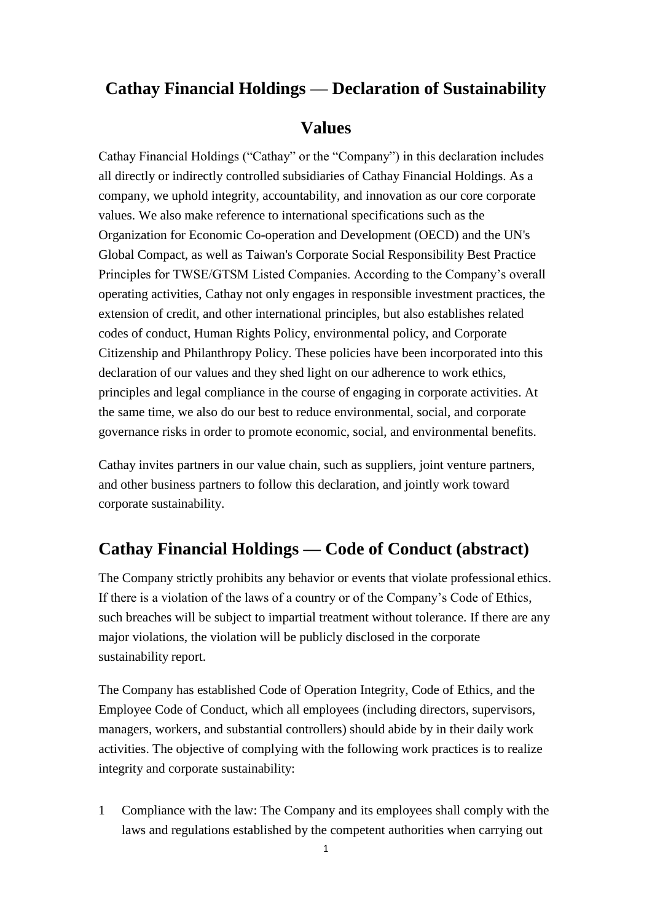# Cathay Financial Holdings — Declaration of Sustainability Values

Cathay Financial Holdings ("Cathay" or the "Company") in this declaration includes all directly or indirectly controlled subsidiaries of Cathay Financial Holdings. As a company, we uphold integrity, accountability, and innovation as our core corporate values. We also make reference to international specifications such as the Organization for Economic Co-operation and Development (OECD) and the UN's Global Compact, as well as Taiwan's Corporate Social Responsibility Best Practice Principles for TWSE/GTSM Listed Companies. According to the Company's overall operating activities, Cathay not only engages in responsible investment practices, the extension of credit, and other international principles, but also establishes related codes of conduct, Human Rights Policy, environmental policy, and Corporate Citizenship and Philanthropy Policy. These policies have been incorporated into this declaration of our values and they shed light on our adherence to work ethics, principles and legal compliance in the course of engaging in corporate activities. At the same time, we also do our best to reduce environmental, social, and corporate governance risks in order to promote economic, social, and environmental benefits.

Cathay invites partners in our value chain, such as suppliers, joint venture partners, and other business partners to follow this declaration, and jointly work toward corporate sustainability.

## Cathay Financial Holdings — Code of Conduct (abstract)

The Company strictly prohibits any behavior or events that violate professional ethics. If there is a violation of the laws of a country or of the Company's Code of Ethics, such breaches will be subject to impartial treatment without tolerance. If there are any major violations, the violation will be publicly disclosed in the corporate sustainability report.

The Company has established Code of Operation Integrity, Code of Ethics, and the Employee Code of Conduct, which all employees (including directors, supervisors, managers, workers, and substantial controllers) should abide by in their daily work activities. The objective of complying with the following work practices is to realize integrity and corporate sustainability:

1 Compliance with the law: The Company and its employees shall comply with the laws and regulations established by the competent authorities when carrying out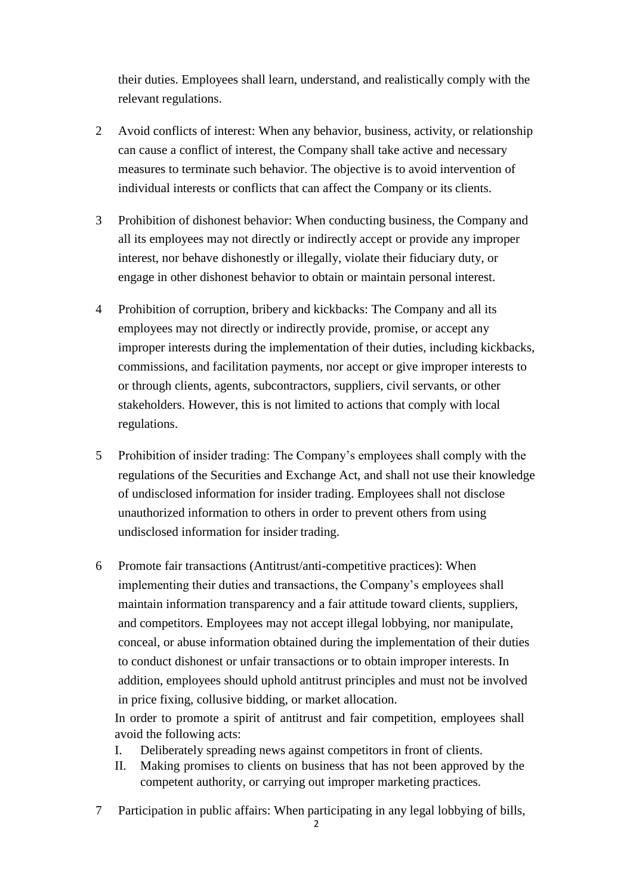their duties. Employees shall learn, understand, and realistically comply with the relevant regulations.

2 Avoid conflicts of interest: When any behavior, business, activity, or relationship can cause a conflict of interest, the Company shall take active and necessary measures to terminate such behavior. The objective is to avoid intervention of individual interests or conflicts that can affect the Company or its clients.

3 Prohibition of dishonest behavior: When conducting business, the Company and all its employees may not directly or indirectly accept or provide any improper interest, nor behave dishonestly or illegally, violate their fiduciary duty, or engage in other dishonest behavior to obtain or maintain personal interest.

4 Prohibition of corruption, bribery and kickbacks: The Company and all its employees may not directly or indirectly provide, promise, or accept any improper interests during the implementation of their duties, including kickbacks, commissions, and facilitation payments, nor accept or give improper interests to or through clients, agents, subcontractors, suppliers, civil servants, or other stakeholders. However, this is not limited to actions that comply with local regulations.

5 Prohibition of insider trading: The Company's employees shall comply with the regulations of the Securities and Exchange Act, and shall not use their knowledge of undisclosed information for insider trading. Employees shall not disclose unauthorized information to others in order to prevent others from using undisclosed information for insider trading.

6 Promote fair transactions (Antitrust/anti-competitive practices): When implementing their duties and transactions, the Company's employees shall maintain information transparency and a fair attitude toward clients, suppliers, and competitors. Employees may not accept illegal lobbying, nor manipulate, conceal, or abuse information obtained during the implementation of their duties to conduct dishonest or unfair transactions or to obtain improper interests. In addition, employees should uphold antitrust principles and must not be involved in price fixing, collusive bidding, or market allocation.

In order to promote a spirit of antitrust and fair competition, employees shall avoid the following acts:

I. Deliberately spreading news against competitors in front of clients.
II. Making promises to clients on business that has not been approved by the competent authority, or carrying out improper marketing practices.

7 Participation in public affairs: When participating in any legal lobbying of bills,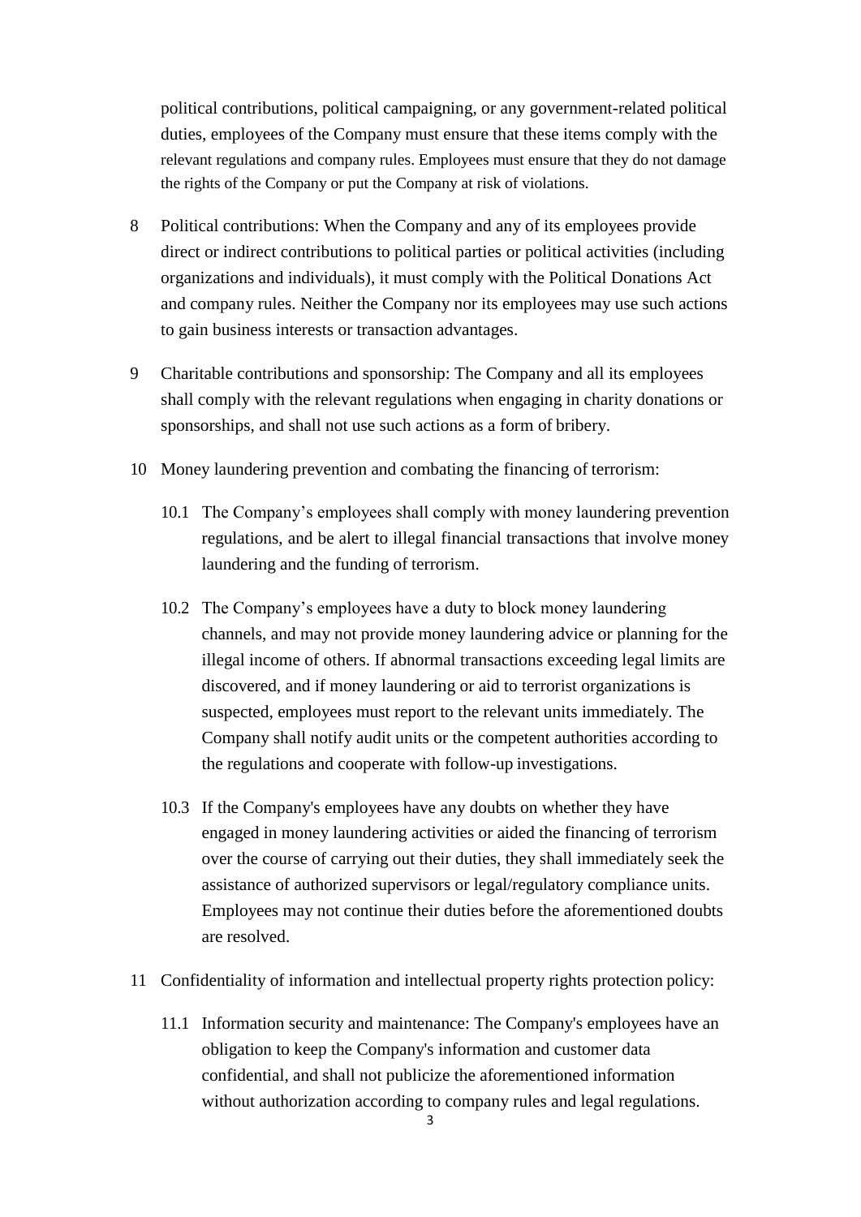political contributions, political campaigning, or any government-related political duties, employees of the Company must ensure that these items comply with the relevant regulations and company rules. Employees must ensure that they do not damage the rights of the Company or put the Company at risk of violations.

8 Political contributions: When the Company and any of its employees provide direct or indirect contributions to political parties or political activities (including organizations and individuals), it must comply with the Political Donations Act and company rules. Neither the Company nor its employees may use such actions to gain business interests or transaction advantages.

9 Charitable contributions and sponsorship: The Company and all its employees shall comply with the relevant regulations when engaging in charity donations or sponsorships, and shall not use such actions as a form of bribery.

10 Money laundering prevention and combating the financing of terrorism:

10.1 The Company's employees shall comply with money laundering prevention regulations, and be alert to illegal financial transactions that involve money laundering and the funding of terrorism.

10.2 The Company's employees have a duty to block money laundering channels, and may not provide money laundering advice or planning for the illegal income of others. If abnormal transactions exceeding legal limits are discovered, and if money laundering or aid to terrorist organizations is suspected, employees must report to the relevant units immediately. The Company shall notify audit units or the competent authorities according to the regulations and cooperate with follow-up investigations.

10.3 If the Company's employees have any doubts on whether they have engaged in money laundering activities or aided the financing of terrorism over the course of carrying out their duties, they shall immediately seek the assistance of authorized supervisors or legal/regulatory compliance units. Employees may not continue their duties before the aforementioned doubts are resolved.

11 Confidentiality of information and intellectual property rights protection policy:

11.1 Information security and maintenance: The Company's employees have an obligation to keep the Company's information and customer data confidential, and shall not publicize the aforementioned information without authorization according to company rules and legal regulations.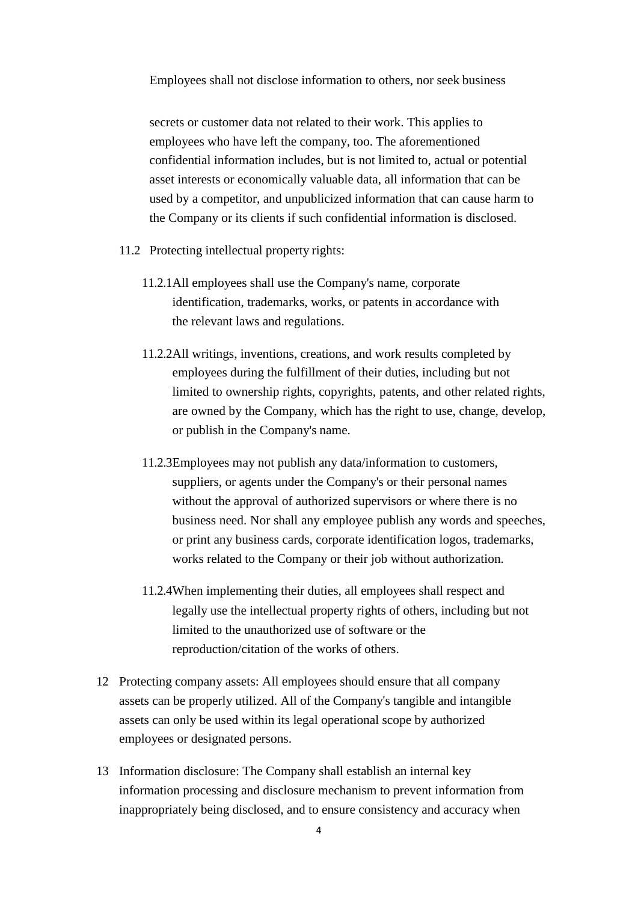Employees shall not disclose information to others, nor seek business

secrets or customer data not related to their work. This applies to employees who have left the company, too. The aforementioned confidential information includes, but is not limited to, actual or potential asset interests or economically valuable data, all information that can be used by a competitor, and unpublicized information that can cause harm to the Company or its clients if such confidential information is disclosed.

11.2 Protecting intellectual property rights:

11.2.1 All employees shall use the Company's name, corporate identification, trademarks, works, or patents in accordance with the relevant laws and regulations.

11.2.2 All writings, inventions, creations, and work results completed by employees during the fulfillment of their duties, including but not limited to ownership rights, copyrights, patents, and other related rights, are owned by the Company, which has the right to use, change, develop, or publish in the Company's name.

11.2.3 Employees may not publish any data/information to customers, suppliers, or agents under the Company's or their personal names without the approval of authorized supervisors or where there is no business need. Nor shall any employee publish any words and speeches, or print any business cards, corporate identification logos, trademarks, works related to the Company or their job without authorization.

11.2.4 When implementing their duties, all employees shall respect and legally use the intellectual property rights of others, including but not limited to the unauthorized use of software or the reproduction/citation of the works of others.

12 Protecting company assets: All employees should ensure that all company assets can be properly utilized. All of the Company's tangible and intangible assets can only be used within its legal operational scope by authorized employees or designated persons.

13 Information disclosure: The Company shall establish an internal key information processing and disclosure mechanism to prevent information from inappropriately being disclosed, and to ensure consistency and accuracy when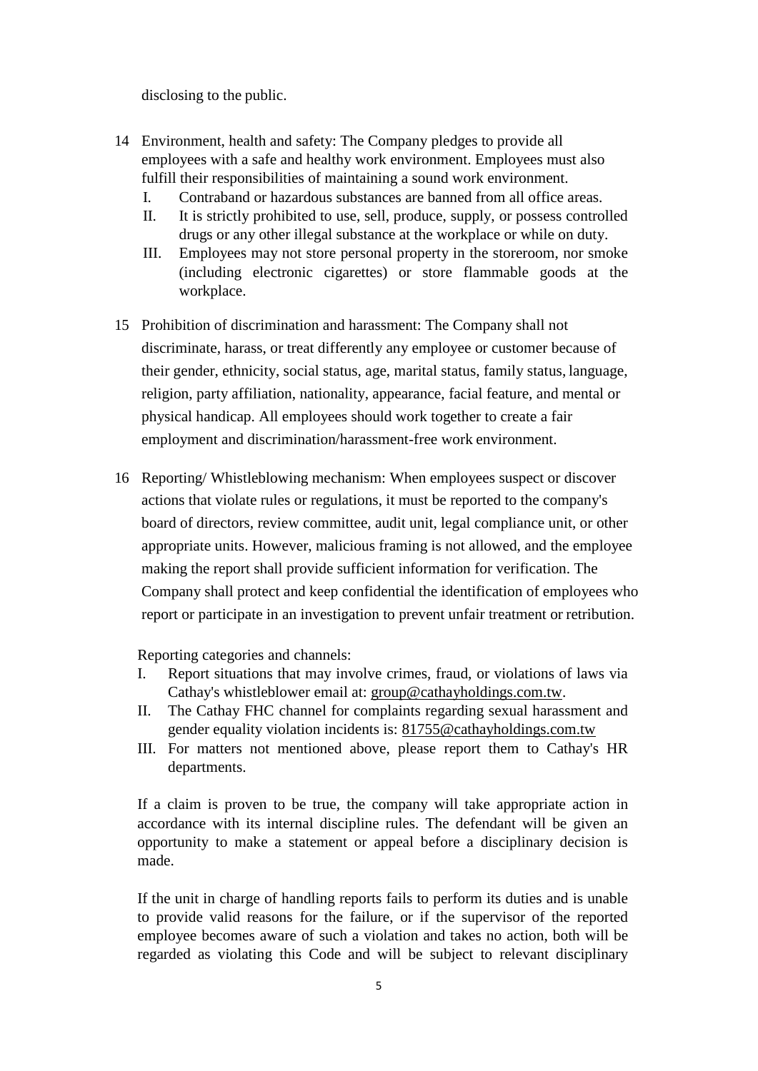disclosing to the public.

14 Environment, health and safety: The Company pledges to provide all employees with a safe and healthy work environment. Employees must also fulfill their responsibilities of maintaining a sound work environment.
   I. Contraband or hazardous substances are banned from all office areas.
   II. It is strictly prohibited to use, sell, produce, supply, or possess controlled drugs or any other illegal substance at the workplace or while on duty.
   III. Employees may not store personal property in the storeroom, nor smoke (including electronic cigarettes) or store flammable goods at the workplace.

15 Prohibition of discrimination and harassment: The Company shall not discriminate, harass, or treat differently any employee or customer because of their gender, ethnicity, social status, age, marital status, family status, language, religion, party affiliation, nationality, appearance, facial feature, and mental or physical handicap. All employees should work together to create a fair employment and discrimination/harassment-free work environment.

16 Reporting/ Whistleblowing mechanism: When employees suspect or discover actions that violate rules or regulations, it must be reported to the company's board of directors, review committee, audit unit, legal compliance unit, or other appropriate units. However, malicious framing is not allowed, and the employee making the report shall provide sufficient information for verification. The Company shall protect and keep confidential the identification of employees who report or participate in an investigation to prevent unfair treatment or retribution.

   Reporting categories and channels:
   I. Report situations that may involve crimes, fraud, or violations of laws via Cathay's whistleblower email at: group@cathayholdings.com.tw.
   II. The Cathay FHC channel for complaints regarding sexual harassment and gender equality violation incidents is: 81755@cathayholdings.com.tw
   III. For matters not mentioned above, please report them to Cathay's HR departments.

   If a claim is proven to be true, the company will take appropriate action in accordance with its internal discipline rules. The defendant will be given an opportunity to make a statement or appeal before a disciplinary decision is made.

   If the unit in charge of handling reports fails to perform its duties and is unable to provide valid reasons for the failure, or if the supervisor of the reported employee becomes aware of such a violation and takes no action, both will be regarded as violating this Code and will be subject to relevant disciplinary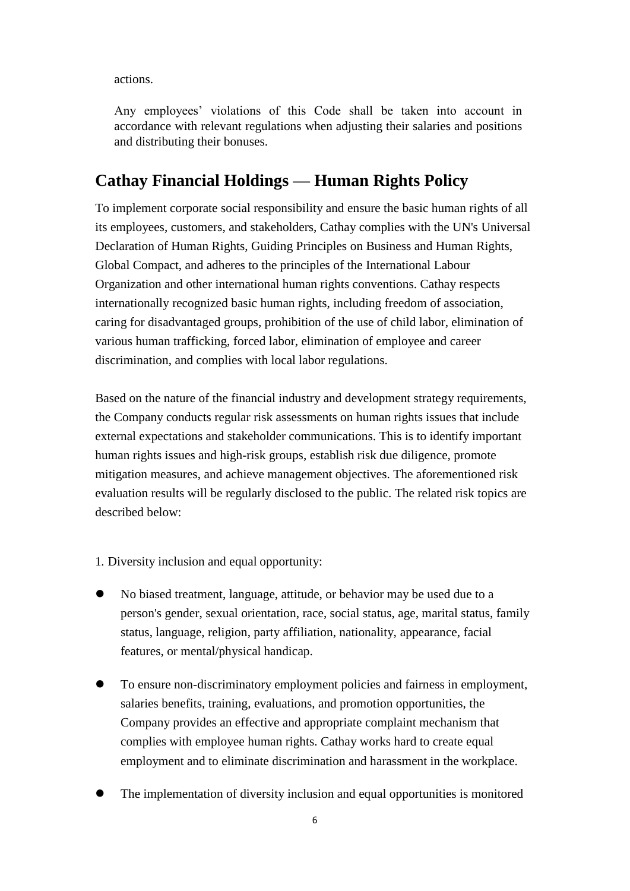actions.

Any employees' violations of this Code shall be taken into account in accordance with relevant regulations when adjusting their salaries and positions and distributing their bonuses.

## Cathay Financial Holdings — Human Rights Policy

To implement corporate social responsibility and ensure the basic human rights of all its employees, customers, and stakeholders, Cathay complies with the UN's Universal Declaration of Human Rights, Guiding Principles on Business and Human Rights, Global Compact, and adheres to the principles of the International Labour Organization and other international human rights conventions. Cathay respects internationally recognized basic human rights, including freedom of association, caring for disadvantaged groups, prohibition of the use of child labor, elimination of various human trafficking, forced labor, elimination of employee and career discrimination, and complies with local labor regulations.

Based on the nature of the financial industry and development strategy requirements, the Company conducts regular risk assessments on human rights issues that include external expectations and stakeholder communications. This is to identify important human rights issues and high-risk groups, establish risk due diligence, promote mitigation measures, and achieve management objectives. The aforementioned risk evaluation results will be regularly disclosed to the public. The related risk topics are described below:

1. Diversity inclusion and equal opportunity:

- No biased treatment, language, attitude, or behavior may be used due to a person's gender, sexual orientation, race, social status, age, marital status, family status, language, religion, party affiliation, nationality, appearance, facial features, or mental/physical handicap.
- To ensure non-discriminatory employment policies and fairness in employment, salaries benefits, training, evaluations, and promotion opportunities, the Company provides an effective and appropriate complaint mechanism that complies with employee human rights. Cathay works hard to create equal employment and to eliminate discrimination and harassment in the workplace.
- The implementation of diversity inclusion and equal opportunities is monitored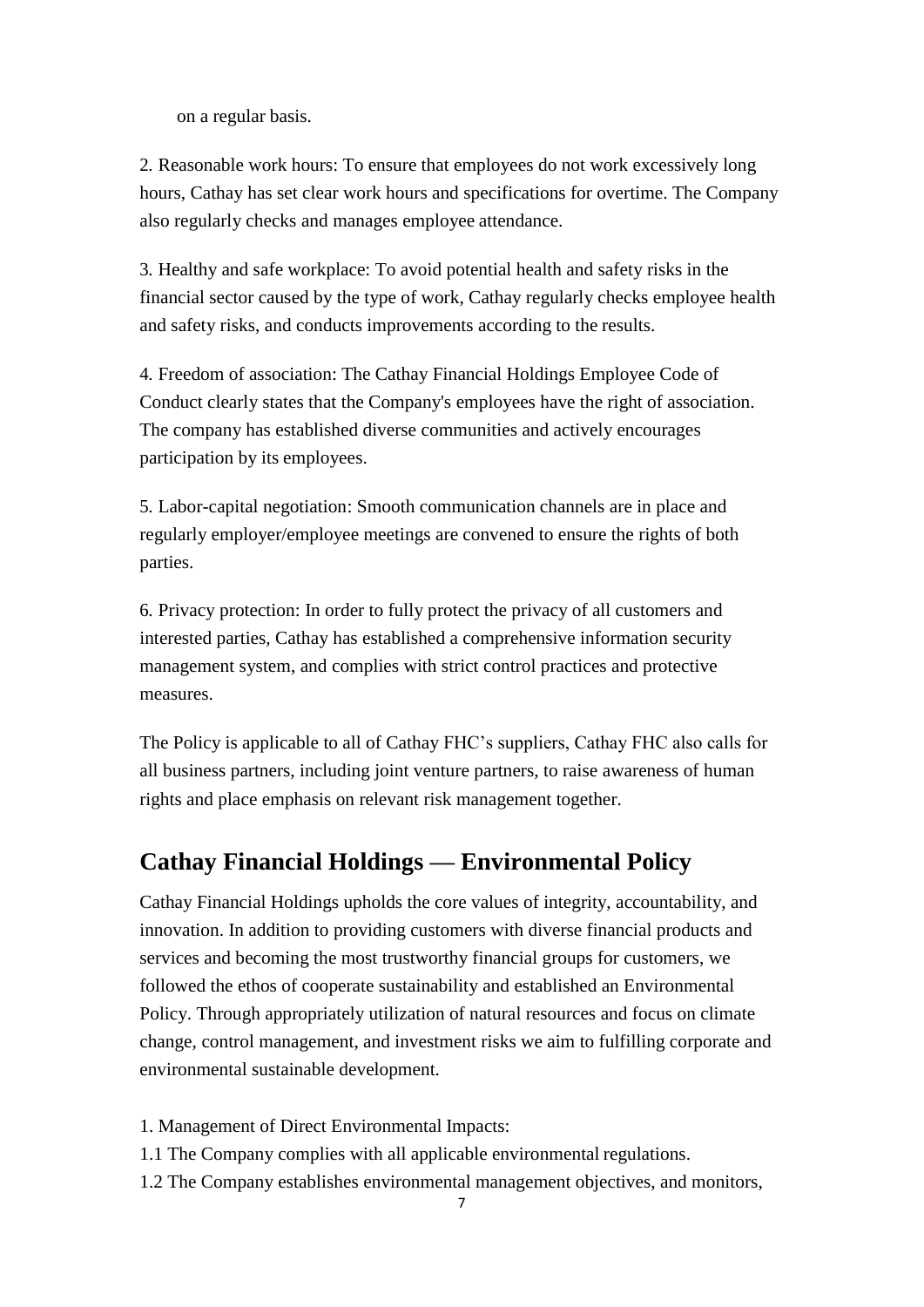on a regular basis.

2. Reasonable work hours: To ensure that employees do not work excessively long hours, Cathay has set clear work hours and specifications for overtime. The Company also regularly checks and manages employee attendance.

3. Healthy and safe workplace: To avoid potential health and safety risks in the financial sector caused by the type of work, Cathay regularly checks employee health and safety risks, and conducts improvements according to the results.

4. Freedom of association: The Cathay Financial Holdings Employee Code of Conduct clearly states that the Company's employees have the right of association. The company has established diverse communities and actively encourages participation by its employees.

5. Labor-capital negotiation: Smooth communication channels are in place and regularly employer/employee meetings are convened to ensure the rights of both parties.

6. Privacy protection: In order to fully protect the privacy of all customers and interested parties, Cathay has established a comprehensive information security management system, and complies with strict control practices and protective measures.

The Policy is applicable to all of Cathay FHC's suppliers, Cathay FHC also calls for all business partners, including joint venture partners, to raise awareness of human rights and place emphasis on relevant risk management together.

## Cathay Financial Holdings — Environmental Policy

Cathay Financial Holdings upholds the core values of integrity, accountability, and innovation. In addition to providing customers with diverse financial products and services and becoming the most trustworthy financial groups for customers, we followed the ethos of cooperate sustainability and established an Environmental Policy. Through appropriately utilization of natural resources and focus on climate change, control management, and investment risks we aim to fulfilling corporate and environmental sustainable development.

1. Management of Direct Environmental Impacts:

1.1 The Company complies with all applicable environmental regulations.

1.2 The Company establishes environmental management objectives, and monitors,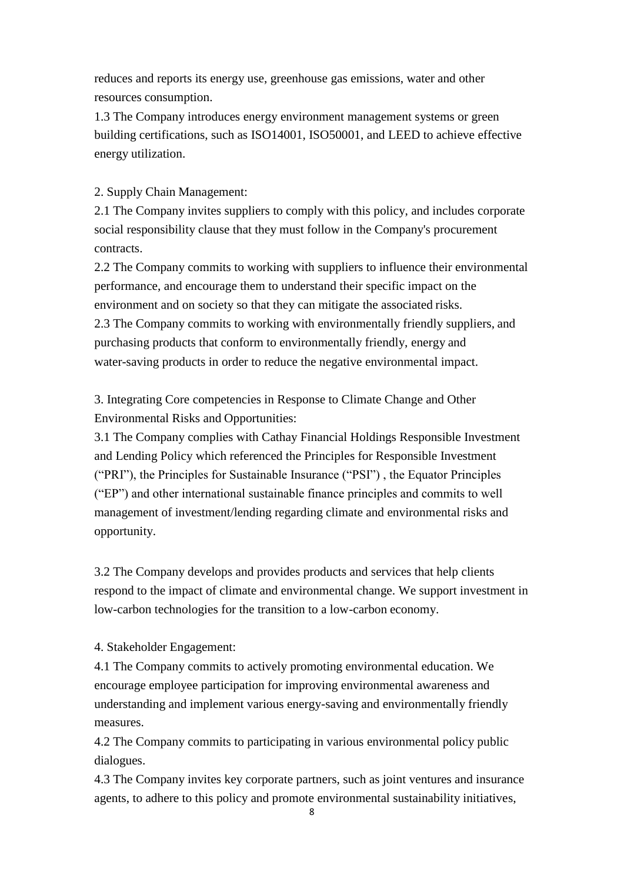reduces and reports its energy use, greenhouse gas emissions, water and other resources consumption.

1.3 The Company introduces energy environment management systems or green building certifications, such as ISO14001, ISO50001, and LEED to achieve effective energy utilization.

2. Supply Chain Management:

2.1 The Company invites suppliers to comply with this policy, and includes corporate social responsibility clause that they must follow in the Company's procurement contracts.

2.2 The Company commits to working with suppliers to influence their environmental performance, and encourage them to understand their specific impact on the environment and on society so that they can mitigate the associated risks.

2.3 The Company commits to working with environmentally friendly suppliers, and purchasing products that conform to environmentally friendly, energy and water-saving products in order to reduce the negative environmental impact.

3. Integrating Core competencies in Response to Climate Change and Other Environmental Risks and Opportunities:

3.1 The Company complies with Cathay Financial Holdings Responsible Investment and Lending Policy which referenced the Principles for Responsible Investment ("PRI"), the Principles for Sustainable Insurance ("PSI") , the Equator Principles ("EP") and other international sustainable finance principles and commits to well management of investment/lending regarding climate and environmental risks and opportunity.

3.2 The Company develops and provides products and services that help clients respond to the impact of climate and environmental change. We support investment in low-carbon technologies for the transition to a low-carbon economy.

4. Stakeholder Engagement:

4.1 The Company commits to actively promoting environmental education. We encourage employee participation for improving environmental awareness and understanding and implement various energy-saving and environmentally friendly measures.

4.2 The Company commits to participating in various environmental policy public dialogues.

4.3 The Company invites key corporate partners, such as joint ventures and insurance agents, to adhere to this policy and promote environmental sustainability initiatives,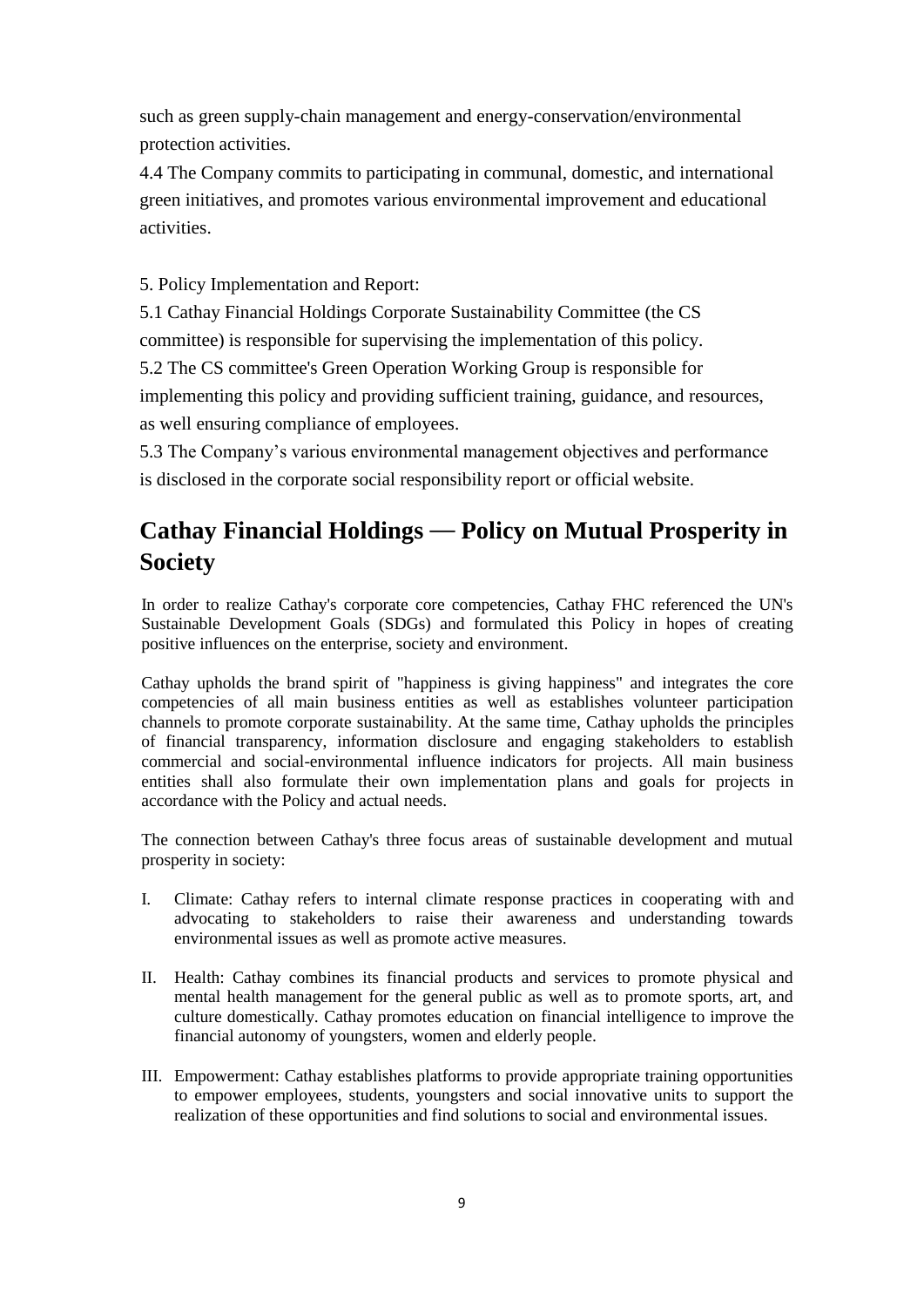such as green supply-chain management and energy-conservation/environmental protection activities.

4.4 The Company commits to participating in communal, domestic, and international green initiatives, and promotes various environmental improvement and educational activities.

5. Policy Implementation and Report:

5.1 Cathay Financial Holdings Corporate Sustainability Committee (the CS committee) is responsible for supervising the implementation of this policy.

5.2 The CS committee's Green Operation Working Group is responsible for implementing this policy and providing sufficient training, guidance, and resources, as well ensuring compliance of employees.

5.3 The Company's various environmental management objectives and performance is disclosed in the corporate social responsibility report or official website.

# Cathay Financial Holdings — Policy on Mutual Prosperity in Society

In order to realize Cathay's corporate core competencies, Cathay FHC referenced the UN's Sustainable Development Goals (SDGs) and formulated this Policy in hopes of creating positive influences on the enterprise, society and environment.

Cathay upholds the brand spirit of "happiness is giving happiness" and integrates the core competencies of all main business entities as well as establishes volunteer participation channels to promote corporate sustainability. At the same time, Cathay upholds the principles of financial transparency, information disclosure and engaging stakeholders to establish commercial and social-environmental influence indicators for projects. All main business entities shall also formulate their own implementation plans and goals for projects in accordance with the Policy and actual needs.

The connection between Cathay's three focus areas of sustainable development and mutual prosperity in society:

I. Climate: Cathay refers to internal climate response practices in cooperating with and advocating to stakeholders to raise their awareness and understanding towards environmental issues as well as promote active measures.

II. Health: Cathay combines its financial products and services to promote physical and mental health management for the general public as well as to promote sports, art, and culture domestically. Cathay promotes education on financial intelligence to improve the financial autonomy of youngsters, women and elderly people.

III. Empowerment: Cathay establishes platforms to provide appropriate training opportunities to empower employees, students, youngsters and social innovative units to support the realization of these opportunities and find solutions to social and environmental issues.